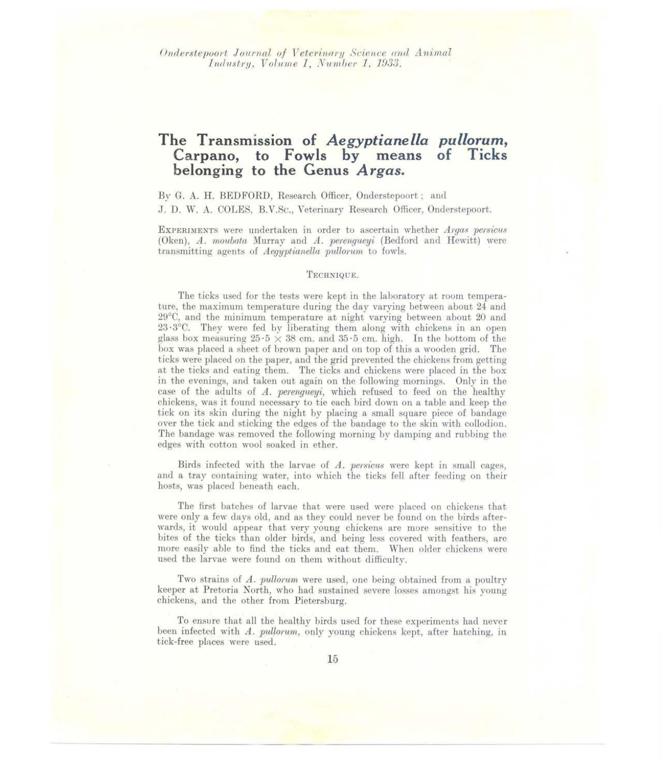# The Transmission of *Aegyptianella pullorum*, Carpano, to Fowls by means of Ticks belonging to the Genus *Argas*.

By G. A. H. BEDFORD, Research Officer, Onderstepoort; and
J. D. W. A. COLES, B.V.Sc., Veterinary Research Officer, Onderstepoort.

EXPERIMENTS were undertaken in order to ascertain whether *Argas persicus* (Oken), *A. moubata* Murray and *A. perengueyi* (Bedford and Hewitt) were transmitting agents of *Aegyptianella pullorum* to fowls.

## TECHNIQUE.

The ticks used for the tests were kept in the laboratory at room temperature, the maximum temperature during the day varying between about 24 and 29°C, and the minimum temperature at night varying between about 20 and 23·3°C. They were fed by liberating them along with chickens in an open glass box measuring 25·5 × 38 cm. and 35·5 cm. high. In the bottom of the box was placed a sheet of brown paper and on top of this a wooden grid. The ticks were placed on the paper, and the grid prevented the chickens from getting at the ticks and eating them. The ticks and chickens were placed in the box in the evenings, and taken out again on the following mornings. Only in the case of the adults of *A. perengueyi*, which refused to feed on the healthy chickens, was it found necessary to tie each bird down on a table and keep the tick on its skin during the night by placing a small square piece of bandage over the tick and sticking the edges of the bandage to the skin with collodion. The bandage was removed the following morning by damping and rubbing the edges with cotton wool soaked in ether.

Birds infected with the larvae of *A. persicus* were kept in small cages, and a tray containing water, into which the ticks fell after feeding on their hosts, was placed beneath each.

The first batches of larvae that were used were placed on chickens that were only a few days old, and as they could never be found on the birds afterwards, it would appear that very young chickens are more sensitive to the bites of the ticks than older birds, and being less covered with feathers, are more easily able to find the ticks and eat them. When older chickens were used the larvae were found on them without difficulty.

Two strains of *A. pullorum* were used, one being obtained from a poultry keeper at Pretoria North, who had sustained severe losses amongst his young chickens, and the other from Pietersburg.

To ensure that all the healthy birds used for these experiments had never been infected with *A. pullorum*, only young chickens kept, after hatching, in tick-free places were used.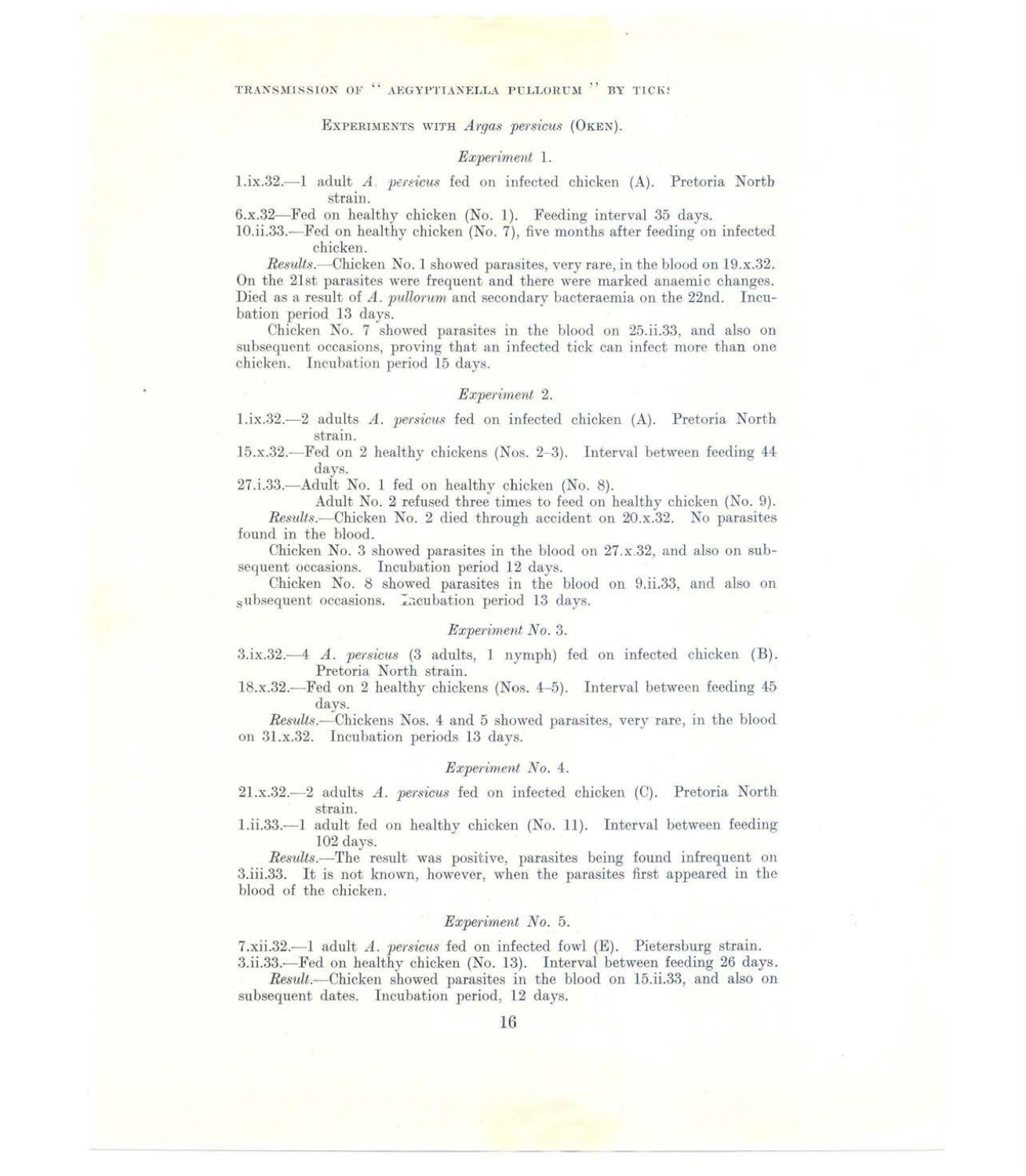## Experiments with *Argas persicus* (Oken).

### *Experiment* 1.

1.ix.32.—1 adult *A. persicus* fed on infected chicken (A). Pretoria North strain.

6.x.32—Fed on healthy chicken (No. 1). Feeding interval 35 days.

10.ii.33.—Fed on healthy chicken (No. 7), five months after feeding on infected chicken.

*Results.*—Chicken No. 1 showed parasites, very rare, in the blood on 19.x.32. On the 21st parasites were frequent and there were marked anaemic changes. Died as a result of *A. pullorum* and secondary bacteraemia on the 22nd. Incubation period 13 days.

Chicken No. 7 showed parasites in the blood on 25.ii.33, and also on subsequent occasions, proving that an infected tick can infect more than one chicken. Incubation period 15 days.

### *Experiment* 2.

1.ix.32.—2 adults *A. persicus* fed on infected chicken (A). Pretoria North strain.

15.x.32.—Fed on 2 healthy chickens (Nos. 2–3). Interval between feeding 44 days.

27.i.33.—Adult No. 1 fed on healthy chicken (No. 8).

Adult No. 2 refused three times to feed on healthy chicken (No. 9).

*Results.*—Chicken No. 2 died through accident on 20.x.32. No parasites found in the blood.

Chicken No. 3 showed parasites in the blood on 27.x.32, and also on subsequent occasions. Incubation period 12 days.

Chicken No. 8 showed parasites in the blood on 9.ii.33, and also on subsequent occasions. Incubation period 13 days.

### *Experiment No.* 3.

3.ix.32.—4 *A. persicus* (3 adults, 1 nymph) fed on infected chicken (B). Pretoria North strain.

18.x.32.—Fed on 2 healthy chickens (Nos. 4–5). Interval between feeding 45 days.

*Results.*—Chickens Nos. 4 and 5 showed parasites, very rare, in the blood on 31.x.32. Incubation periods 13 days.

### *Experiment No.* 4.

21.x.32.—2 adults *A. persicus* fed on infected chicken (C). Pretoria North strain.

1.ii.33.—1 adult fed on healthy chicken (No. 11). Interval between feeding 102 days.

*Results.*—The result was positive, parasites being found infrequent on 3.iii.33. It is not known, however, when the parasites first appeared in the blood of the chicken.

### *Experiment No.* 5.

7.xii.32.—1 adult *A. persicus* fed on infected fowl (E). Pietersburg strain.

3.ii.33.—Fed on healthy chicken (No. 13). Interval between feeding 26 days.

*Result.*—Chicken showed parasites in the blood on 15.ii.33, and also on subsequent dates. Incubation period, 12 days.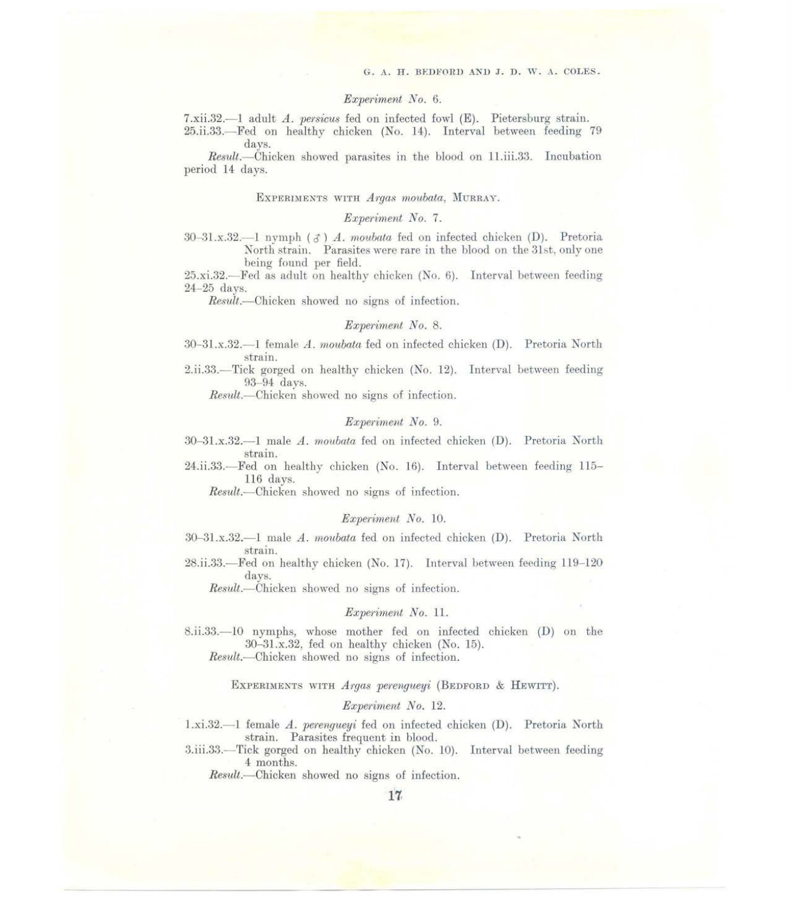*Experiment No.* 6.

7.xii.32.—1 adult *A. persicus* fed on infected fowl (E). Pietersburg strain.

25.ii.33.—Fed on healthy chicken (No. 14). Interval between feeding 79 days.

*Result.*—Chicken showed parasites in the blood on 11.iii.33. Incubation period 14 days.

### Experiments with *Argas moubata*, Murray.

*Experiment No.* 7.

30–31.x.32.—1 nymph (♂) *A. moubata* fed on infected chicken (D). Pretoria North strain. Parasites were rare in the blood on the 31st, only one being found per field.

25.xi.32.—Fed as adult on healthy chicken (No. 6). Interval between feeding 24–25 days.

*Result.*—Chicken showed no signs of infection.

*Experiment No.* 8.

30–31.x.32.—1 female *A. moubata* fed on infected chicken (D). Pretoria North strain.

2.ii.33.—Tick gorged on healthy chicken (No. 12). Interval between feeding 93–94 days.

*Result.*—Chicken showed no signs of infection.

*Experiment No.* 9.

30–31.x.32.—1 male *A. moubata* fed on infected chicken (D). Pretoria North strain.

24.ii.33.—Fed on healthy chicken (No. 16). Interval between feeding 115–116 days.

*Result.*—Chicken showed no signs of infection.

*Experiment No.* 10.

30–31.x.32.—1 male *A. moubata* fed on infected chicken (D). Pretoria North strain.

28.ii.33.—Fed on healthy chicken (No. 17). Interval between feeding 119–120 days.

*Result.*—Chicken showed no signs of infection.

*Experiment No.* 11.

8.ii.33.—10 nymphs, whose mother fed on infected chicken (D) on the 30–31.x.32, fed on healthy chicken (No. 15).

*Result.*—Chicken showed no signs of infection.

### Experiments with *Argas perengueyi* (Bedford & Hewitt).

*Experiment No.* 12.

1.xi.32.—1 female *A. perengueyi* fed on infected chicken (D). Pretoria North strain. Parasites frequent in blood.

3.iii.33.—Tick gorged on healthy chicken (No. 10). Interval between feeding 4 months.

*Result.*—Chicken showed no signs of infection.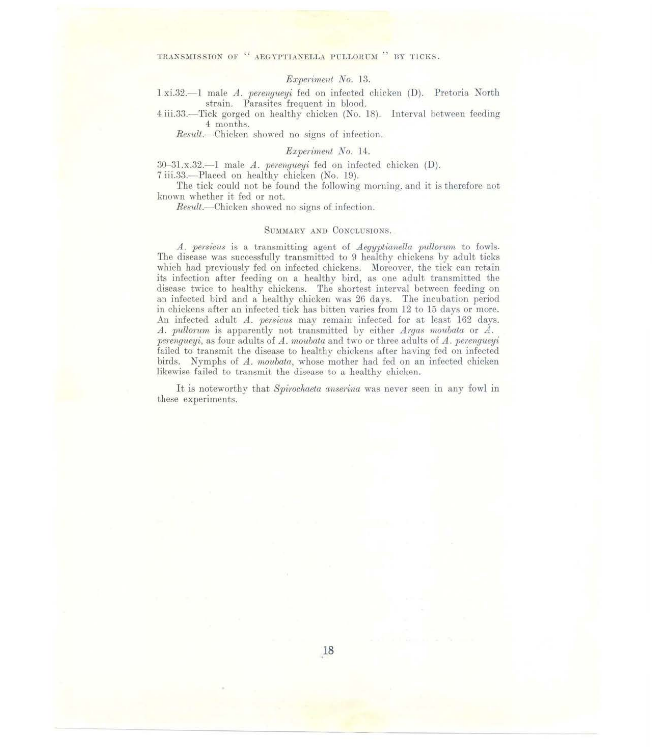### *Experiment No.* 13.

1.xi.32.—1 male *A. perengueyi* fed on infected chicken (D). Pretoria North strain. Parasites frequent in blood.

4.iii.33.—Tick gorged on healthy chicken (No. 18). Interval between feeding 4 months.

*Result.*—Chicken showed no signs of infection.

### *Experiment No.* 14.

30–31.x.32.—1 male *A. perengueyi* fed on infected chicken (D).

7.iii.33.—Placed on healthy chicken (No. 19).

The tick could not be found the following morning, and it is therefore not known whether it fed or not.

*Result.*—Chicken showed no signs of infection.

## Summary and Conclusions.

*A. persicus* is a transmitting agent of *Aegyptianella pullorum* to fowls. The disease was successfully transmitted to 9 healthy chickens by adult ticks which had previously fed on infected chickens. Moreover, the tick can retain its infection after feeding on a healthy bird, as one adult transmitted the disease twice to healthy chickens. The shortest interval between feeding on an infected bird and a healthy chicken was 26 days. The incubation period in chickens after an infected tick has bitten varies from 12 to 15 days or more. An infected adult *A. persicus* may remain infected for at least 162 days. *A. pullorum* is apparently not transmitted by either *Argas moubata* or *A. perengueyi*, as four adults of *A. moubata* and two or three adults of *A. perengueyi* failed to transmit the disease to healthy chickens after having fed on infected birds. Nymphs of *A. moubata*, whose mother had fed on an infected chicken likewise failed to transmit the disease to a healthy chicken.

It is noteworthy that *Spirochaeta anserina* was never seen in any fowl in these experiments.